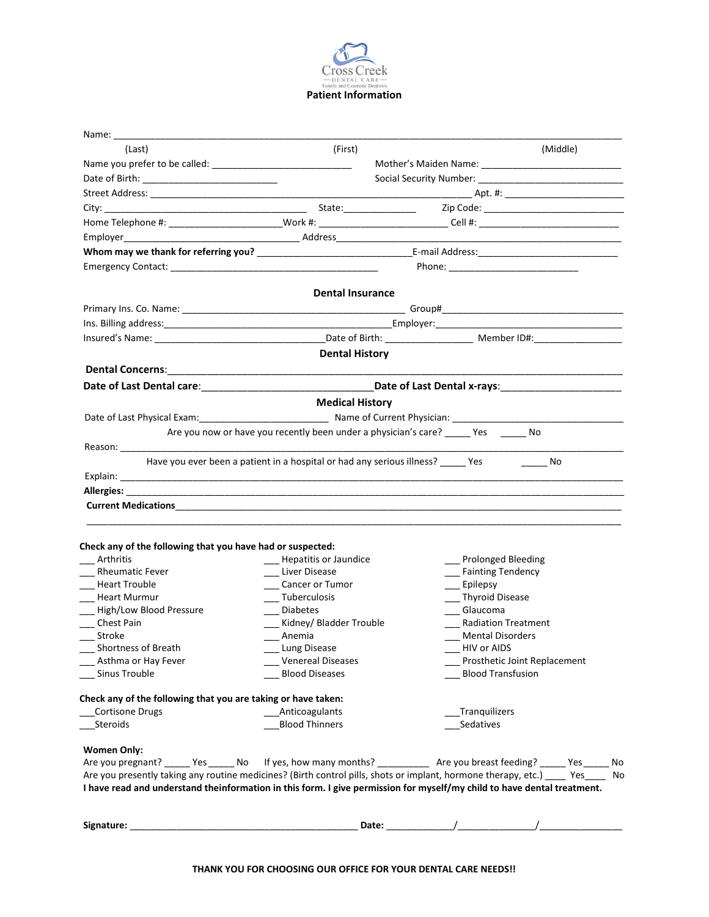Cross Creek
DENTAL CARE
Family and Cosmetic Dentistry

# Patient Information

Name: ______________________________________________________________________________
(Last) (First) (Middle)

Name you prefer to be called: ___________________________ Mother's Maiden Name: ___________________________

Date of Birth: __________________________ Social Security Number: ____________________________

Street Address: ___________________________________________________________ Apt. #: ______________________

City: _________________________________________ State:______________ Zip Code: ___________________________

Home Telephone #: _____________________Work #: ________________________ Cell #: __________________________

Employer________________________________ Address_______________________________________________________

**Whom may we thank for referring you?** ____________________________E-mail Address:__________________________

Emergency Contact: ________________________________________ Phone: _________________________

## Dental Insurance

Primary Ins. Co. Name: ___________________________________________ Group#___________________________________

Ins. Billing address:_____________________________________________Employer:____________________________________

Insured's Name: ________________________________Date of Birth: _________________ Member ID#:________________

## Dental History

**Dental Concerns**:_____________________________________________________________________________________

**Date of Last Dental care**:_______________________________**Date of Last Dental x-rays**:_____________________

## Medical History

Date of Last Physical Exam:________________________ Name of Current Physician: ________________________________

Are you now or have you recently been under a physician's care? _____ Yes _____ No

Reason: ______________________________________________________________________________________________

Have you ever been a patient in a hospital or had any serious illness? _____ Yes _____ No

Explain: ______________________________________________________________________________________________

**Allergies:** ____________________________________________________________________________________________

**Current Medications**__________________________________________________________________________________

_______________________________________________________________________________________________________

**Check any of the following that you have had or suspected:**

___ Arthritis
___ Rheumatic Fever
___ Heart Trouble
___ Heart Murmur
___ High/Low Blood Pressure
___ Chest Pain
___ Stroke
___ Shortness of Breath
___ Asthma or Hay Fever
___ Sinus Trouble
___ Hepatitis or Jaundice
___ Liver Disease
___ Cancer or Tumor
___ Tuberculosis
___ Diabetes
___ Kidney/ Bladder Trouble
___ Anemia
___ Lung Disease
___ Venereal Diseases
___ Blood Diseases
___ Prolonged Bleeding
___ Fainting Tendency
___ Epilepsy
___ Thyroid Disease
___ Glaucoma
___ Radiation Treatment
___ Mental Disorders
___ HIV or AIDS
___ Prosthetic Joint Replacement
___ Blood Transfusion

**Check any of the following that you are taking or have taken:**

___Cortisone Drugs
___Steroids
___Anticoagulants
___Blood Thinners
___Tranquilizers
___Sedatives

**Women Only:**

Are you pregnant? _____ Yes _____ No If yes, how many months? __________ Are you breast feeding? _____ Yes_____ No

Are you presently taking any routine medicines? (Birth control pills, shots or implant, hormone therapy, etc.) ____ Yes____ No

**I have read and understand theinformation in this form. I give permission for myself/my child to have dental treatment.**

**Signature:** ____________________________________________ **Date:** _____________/______________/________________

**THANK YOU FOR CHOOSING OUR OFFICE FOR YOUR DENTAL CARE NEEDS!!**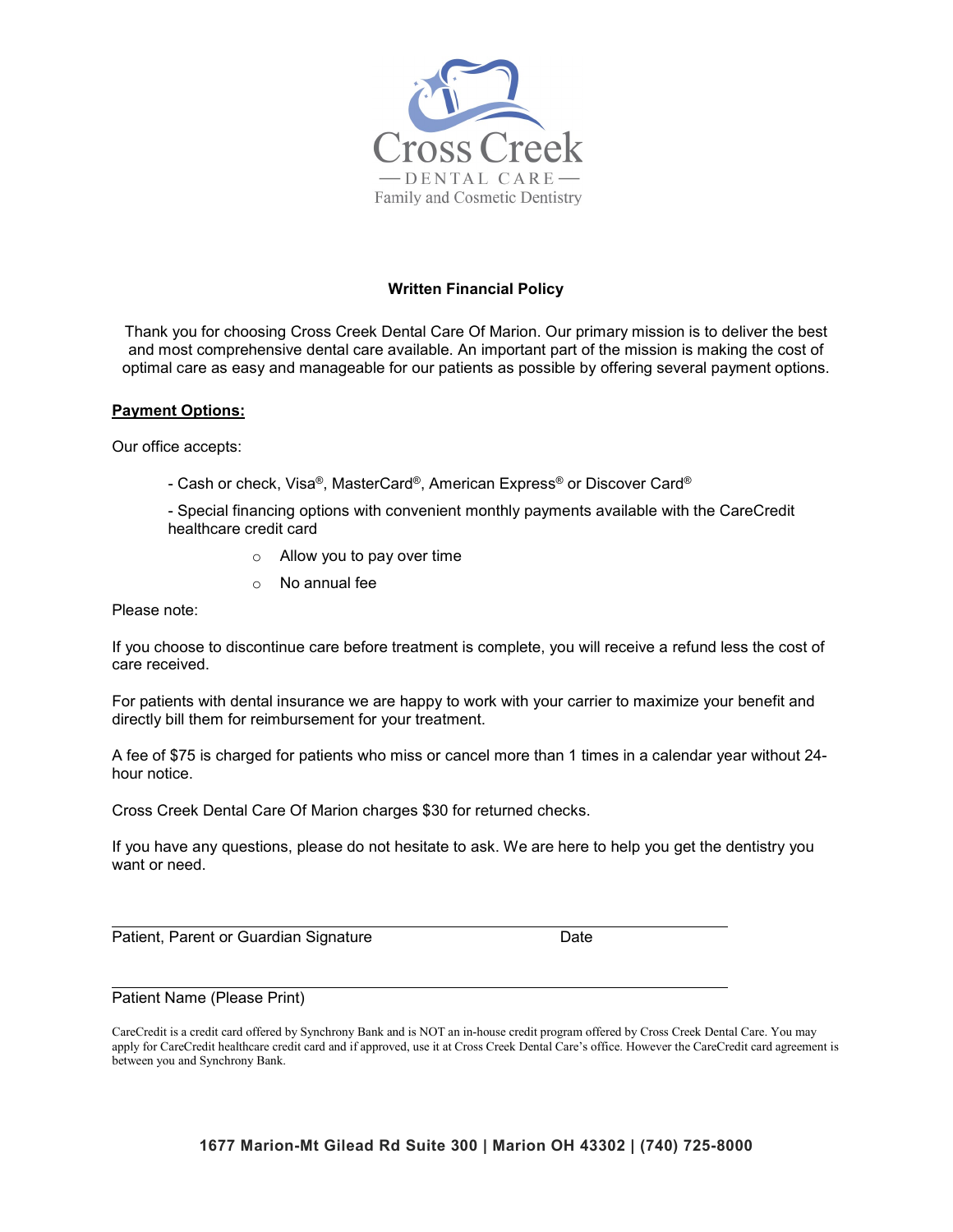Cross Creek

— DENTAL CARE —

Family and Cosmetic Dentistry

**Written Financial Policy**

Thank you for choosing Cross Creek Dental Care Of Marion. Our primary mission is to deliver the best and most comprehensive dental care available. An important part of the mission is making the cost of optimal care as easy and manageable for our patients as possible by offering several payment options.

**Payment Options:**

Our office accepts:

- Cash or check, Visa®, MasterCard®, American Express® or Discover Card®
- Special financing options with convenient monthly payments available with the CareCredit healthcare credit card
  - Allow you to pay over time
  - No annual fee

Please note:

If you choose to discontinue care before treatment is complete, you will receive a refund less the cost of care received.

For patients with dental insurance we are happy to work with your carrier to maximize your benefit and directly bill them for reimbursement for your treatment.

A fee of $75 is charged for patients who miss or cancel more than 1 times in a calendar year without 24-hour notice.

Cross Creek Dental Care Of Marion charges $30 for returned checks.

If you have any questions, please do not hesitate to ask. We are here to help you get the dentistry you want or need.

______________________________________________________________

Patient, Parent or Guardian Signature Date

______________________________________________________________

Patient Name (Please Print)

CareCredit is a credit card offered by Synchrony Bank and is NOT an in-house credit program offered by Cross Creek Dental Care. You may apply for CareCredit healthcare credit card and if approved, use it at Cross Creek Dental Care's office. However the CareCredit card agreement is between you and Synchrony Bank.

**1677 Marion-Mt Gilead Rd Suite 300 | Marion OH 43302 | (740) 725-8000**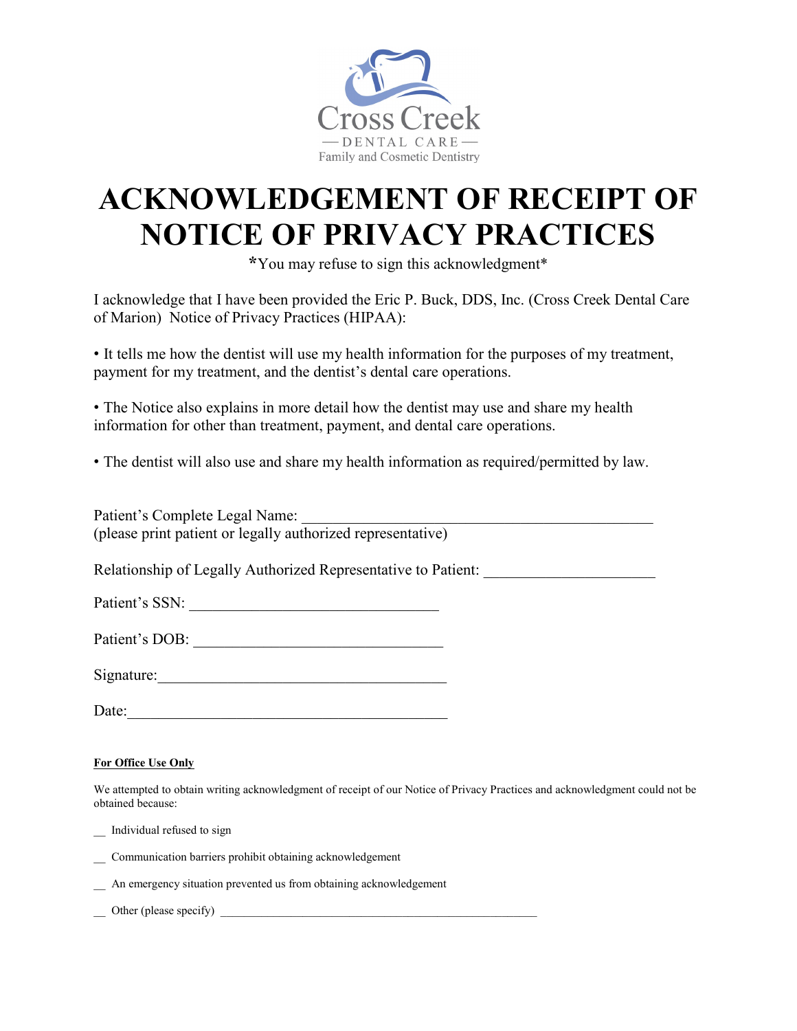Cross Creek

— DENTAL CARE —

Family and Cosmetic Dentistry

# ACKNOWLEDGEMENT OF RECEIPT OF NOTICE OF PRIVACY PRACTICES

*You may refuse to sign this acknowledgment*

I acknowledge that I have been provided the Eric P. Buck, DDS, Inc. (Cross Creek Dental Care of Marion) Notice of Privacy Practices (HIPAA):

• It tells me how the dentist will use my health information for the purposes of my treatment, payment for my treatment, and the dentist's dental care operations.

• The Notice also explains in more detail how the dentist may use and share my health information for other than treatment, payment, and dental care operations.

• The dentist will also use and share my health information as required/permitted by law.

Patient's Complete Legal Name: _______________________________________________
(please print patient or legally authorized representative)

Relationship of Legally Authorized Representative to Patient: ______________________

Patient's SSN: ________________________________

Patient's DOB: ________________________________

Signature:_____________________________________

Date:_________________________________________

**For Office Use Only**

We attempted to obtain writing acknowledgment of receipt of our Notice of Privacy Practices and acknowledgment could not be obtained because:

__ Individual refused to sign

__ Communication barriers prohibit obtaining acknowledgement

__ An emergency situation prevented us from obtaining acknowledgement

__ Other (please specify) _____________________________________________________